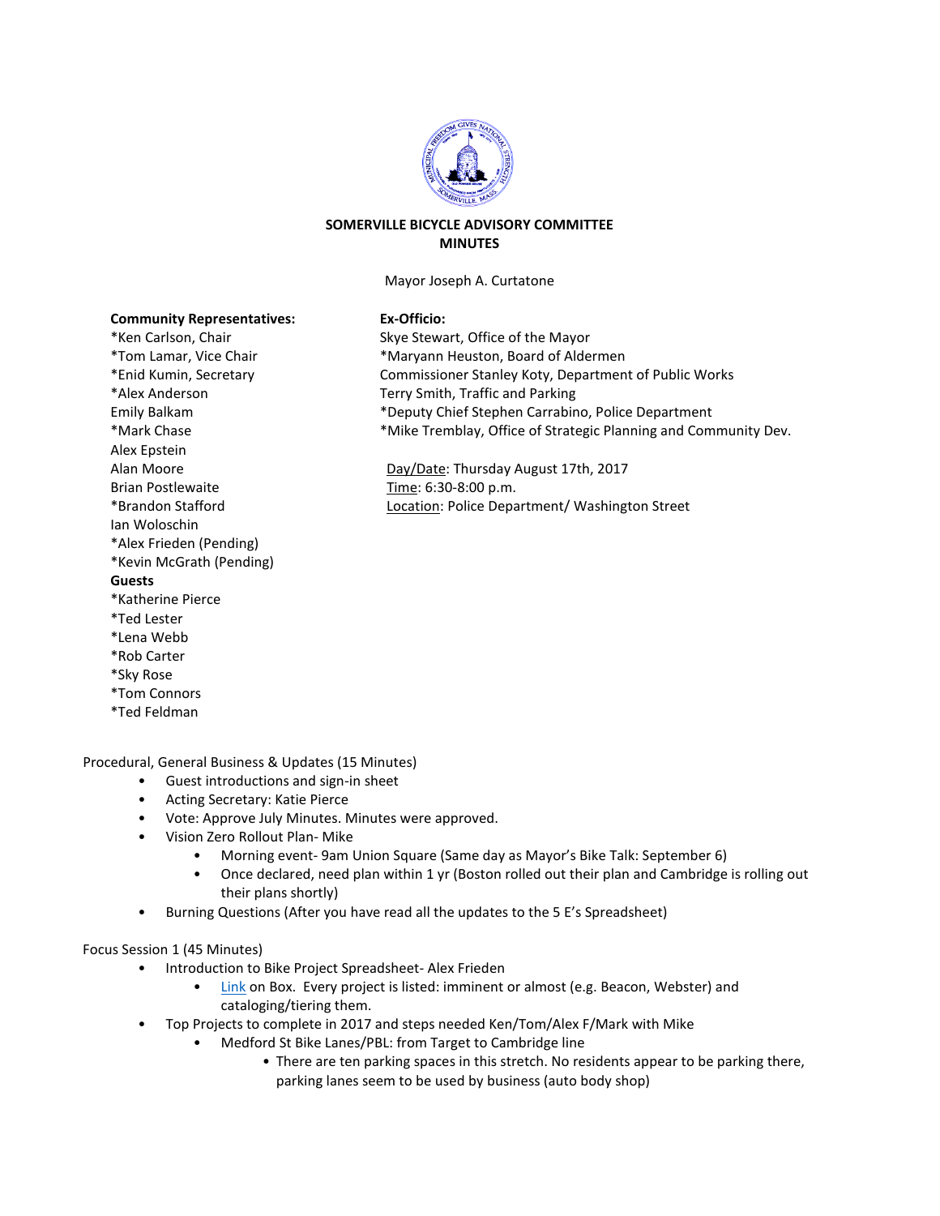## SOMERVILLE BICYCLE ADVISORY COMMITTEE
## MINUTES

Mayor Joseph A. Curtatone

**Community Representatives:**
*Ken Carlson, Chair
*Tom Lamar, Vice Chair
*Enid Kumin, Secretary
*Alex Anderson
Emily Balkam
*Mark Chase
Alex Epstein
Alan Moore
Brian Postlewaite
*Brandon Stafford
Ian Woloschin
*Alex Frieden (Pending)
*Kevin McGrath (Pending)

**Guests**
*Katherine Pierce
*Ted Lester
*Lena Webb
*Rob Carter
*Sky Rose
*Tom Connors
*Ted Feldman

**Ex-Officio:**
Skye Stewart, Office of the Mayor
*Maryann Heuston, Board of Aldermen
Commissioner Stanley Koty, Department of Public Works
Terry Smith, Traffic and Parking
*Deputy Chief Stephen Carrabino, Police Department
*Mike Tremblay, Office of Strategic Planning and Community Dev.

Day/Date: Thursday August 17th, 2017
Time: 6:30-8:00 p.m.
Location: Police Department/ Washington Street

Procedural, General Business & Updates (15 Minutes)

- Guest introductions and sign-in sheet
- Acting Secretary: Katie Pierce
- Vote: Approve July Minutes. Minutes were approved.
- Vision Zero Rollout Plan- Mike
    - Morning event- 9am Union Square (Same day as Mayor's Bike Talk: September 6)
    - Once declared, need plan within 1 yr (Boston rolled out their plan and Cambridge is rolling out their plans shortly)
- Burning Questions (After you have read all the updates to the 5 E's Spreadsheet)

Focus Session 1 (45 Minutes)

- Introduction to Bike Project Spreadsheet- Alex Frieden
    - Link on Box. Every project is listed: imminent or almost (e.g. Beacon, Webster) and cataloging/tiering them.
- Top Projects to complete in 2017 and steps needed Ken/Tom/Alex F/Mark with Mike
    - Medford St Bike Lanes/PBL: from Target to Cambridge line
        - There are ten parking spaces in this stretch. No residents appear to be parking there, parking lanes seem to be used by business (auto body shop)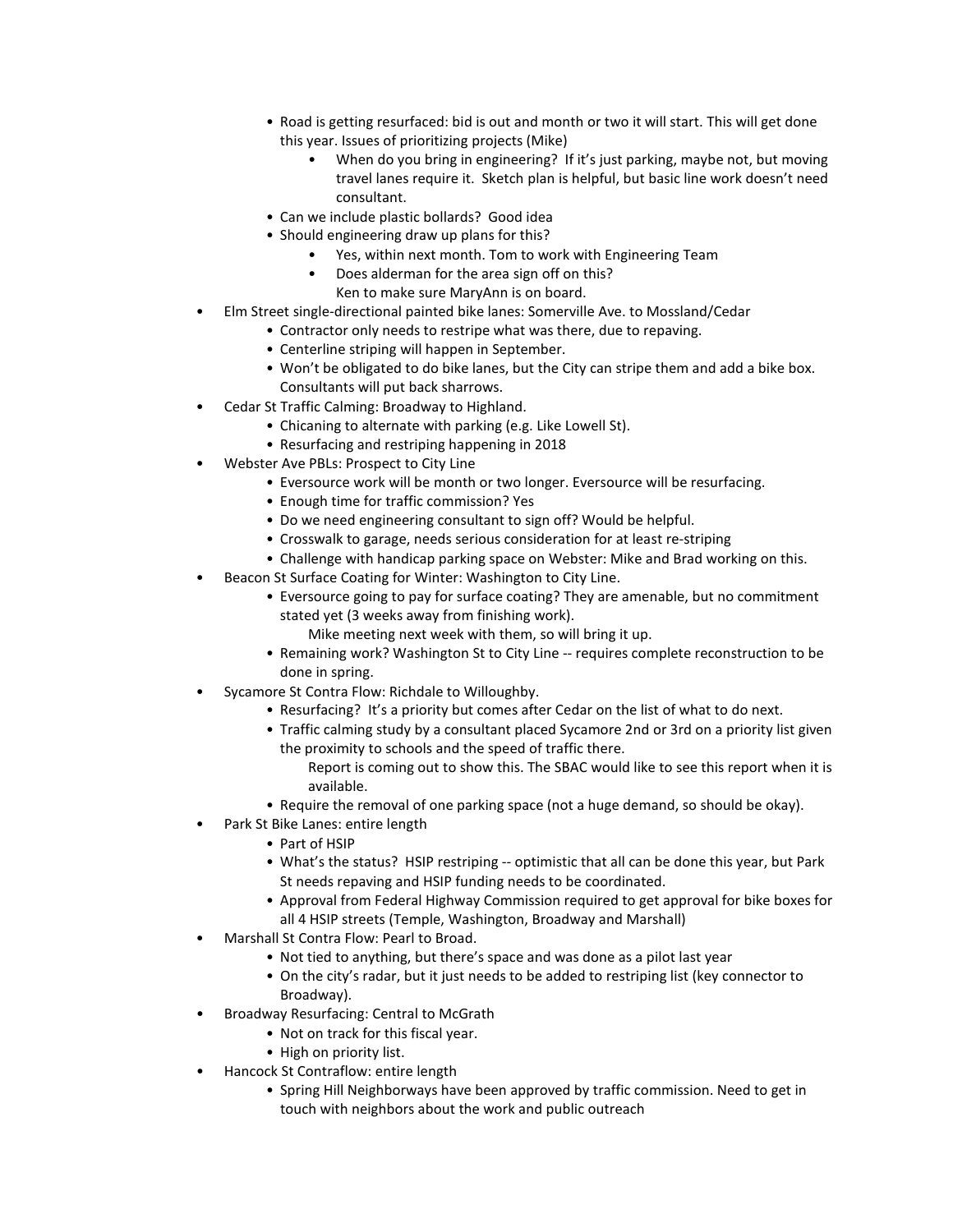- Road is getting resurfaced: bid is out and month or two it will start. This will get done this year. Issues of prioritizing projects (Mike)
    - When do you bring in engineering? If it's just parking, maybe not, but moving travel lanes require it. Sketch plan is helpful, but basic line work doesn't need consultant.
  - Can we include plastic bollards? Good idea
  - Should engineering draw up plans for this?
    - Yes, within next month. Tom to work with Engineering Team
    - Does alderman for the area sign off on this?
      Ken to make sure MaryAnn is on board.
- Elm Street single-directional painted bike lanes: Somerville Ave. to Mossland/Cedar
  - Contractor only needs to restripe what was there, due to repaving.
  - Centerline striping will happen in September.
  - Won't be obligated to do bike lanes, but the City can stripe them and add a bike box. Consultants will put back sharrows.
- Cedar St Traffic Calming: Broadway to Highland.
  - Chicaning to alternate with parking (e.g. Like Lowell St).
  - Resurfacing and restriping happening in 2018
- Webster Ave PBLs: Prospect to City Line
  - Eversource work will be month or two longer. Eversource will be resurfacing.
  - Enough time for traffic commission? Yes
  - Do we need engineering consultant to sign off? Would be helpful.
  - Crosswalk to garage, needs serious consideration for at least re-striping
  - Challenge with handicap parking space on Webster: Mike and Brad working on this.
- Beacon St Surface Coating for Winter: Washington to City Line.
  - Eversource going to pay for surface coating? They are amenable, but no commitment stated yet (3 weeks away from finishing work).
    Mike meeting next week with them, so will bring it up.
  - Remaining work? Washington St to City Line -- requires complete reconstruction to be done in spring.
- Sycamore St Contra Flow: Richdale to Willoughby.
  - Resurfacing? It's a priority but comes after Cedar on the list of what to do next.
  - Traffic calming study by a consultant placed Sycamore 2nd or 3rd on a priority list given the proximity to schools and the speed of traffic there.
    Report is coming out to show this. The SBAC would like to see this report when it is available.
  - Require the removal of one parking space (not a huge demand, so should be okay).
- Park St Bike Lanes: entire length
  - Part of HSIP
  - What's the status? HSIP restriping -- optimistic that all can be done this year, but Park St needs repaving and HSIP funding needs to be coordinated.
  - Approval from Federal Highway Commission required to get approval for bike boxes for all 4 HSIP streets (Temple, Washington, Broadway and Marshall)
- Marshall St Contra Flow: Pearl to Broad.
  - Not tied to anything, but there's space and was done as a pilot last year
  - On the city's radar, but it just needs to be added to restriping list (key connector to Broadway).
- Broadway Resurfacing: Central to McGrath
  - Not on track for this fiscal year.
  - High on priority list.
- Hancock St Contraflow: entire length
  - Spring Hill Neighborways have been approved by traffic commission. Need to get in touch with neighbors about the work and public outreach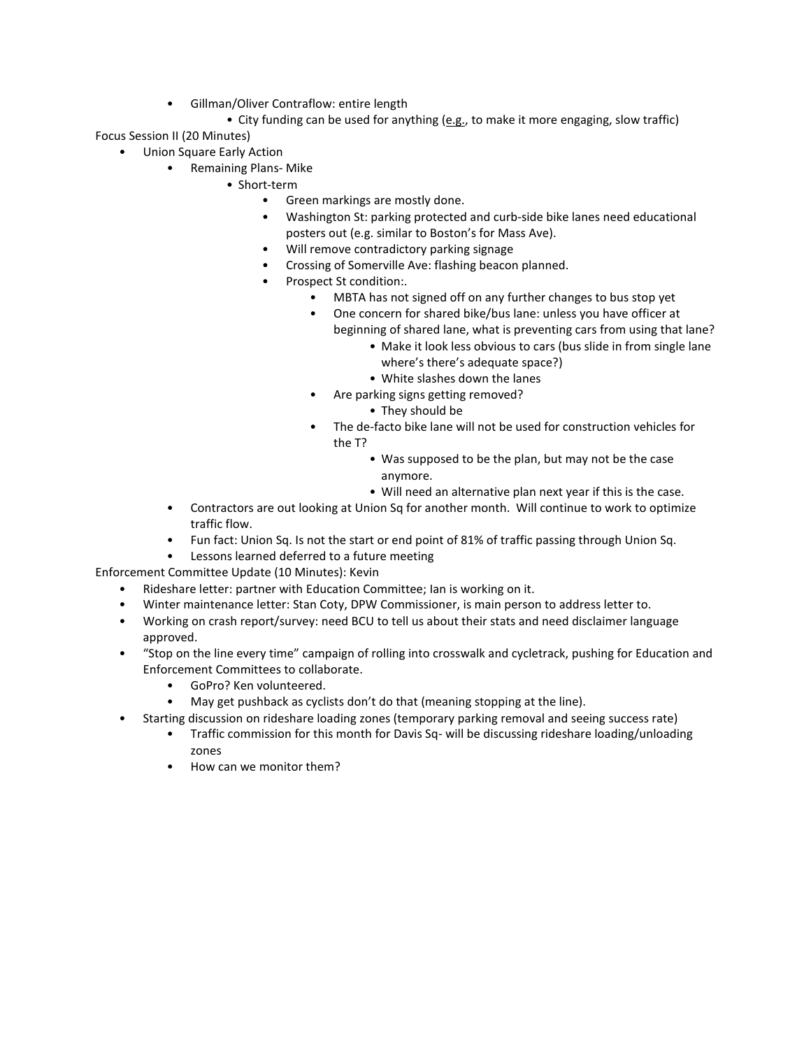- Gillman/Oliver Contraflow: entire length
    - City funding can be used for anything (e.g., to make it more engaging, slow traffic)

Focus Session II (20 Minutes)

- Union Square Early Action
    - Remaining Plans- Mike
        - Short-term
            - Green markings are mostly done.
            - Washington St: parking protected and curb-side bike lanes need educational posters out (e.g. similar to Boston's for Mass Ave).
            - Will remove contradictory parking signage
            - Crossing of Somerville Ave: flashing beacon planned.
            - Prospect St condition:.
                - MBTA has not signed off on any further changes to bus stop yet
                - One concern for shared bike/bus lane: unless you have officer at beginning of shared lane, what is preventing cars from using that lane?
                    - Make it look less obvious to cars (bus slide in from single lane where's there's adequate space?)
                    - White slashes down the lanes
                - Are parking signs getting removed?
                    - They should be
                - The de-facto bike lane will not be used for construction vehicles for the T?
                    - Was supposed to be the plan, but may not be the case anymore.
                    - Will need an alternative plan next year if this is the case.
    - Contractors are out looking at Union Sq for another month. Will continue to work to optimize traffic flow.
    - Fun fact: Union Sq. Is not the start or end point of 81% of traffic passing through Union Sq.
    - Lessons learned deferred to a future meeting

Enforcement Committee Update (10 Minutes): Kevin

- Rideshare letter: partner with Education Committee; Ian is working on it.
- Winter maintenance letter: Stan Coty, DPW Commissioner, is main person to address letter to.
- Working on crash report/survey: need BCU to tell us about their stats and need disclaimer language approved.
- "Stop on the line every time" campaign of rolling into crosswalk and cycletrack, pushing for Education and Enforcement Committees to collaborate.
    - GoPro? Ken volunteered.
    - May get pushback as cyclists don't do that (meaning stopping at the line).
- Starting discussion on rideshare loading zones (temporary parking removal and seeing success rate)
    - Traffic commission for this month for Davis Sq- will be discussing rideshare loading/unloading zones
    - How can we monitor them?